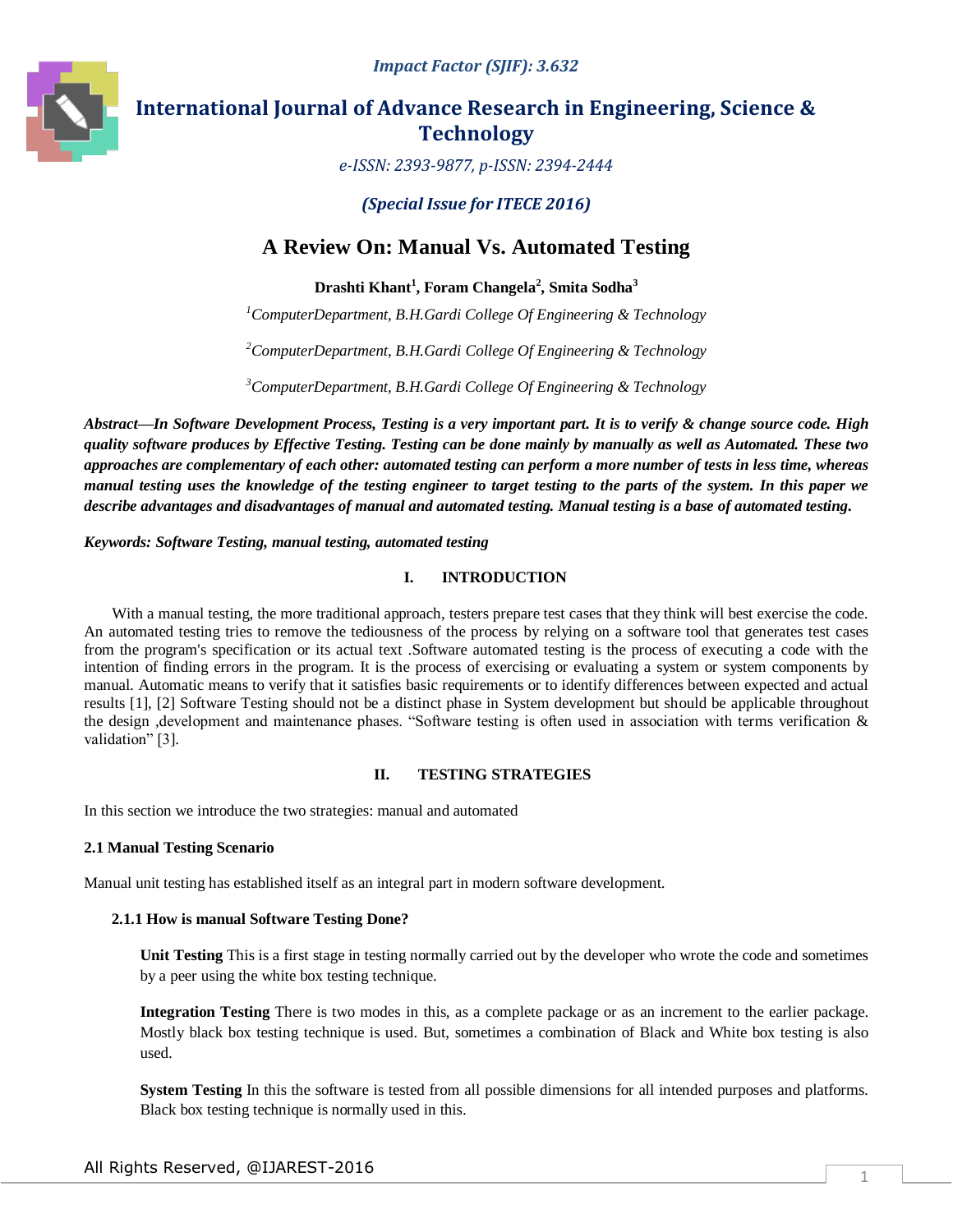*Impact Factor (SJIF): 3.632*

# International Journal of Advance Research in Engineering, Science & Technology

*e-ISSN: 2393-9877, p-ISSN: 2394-2444*

***(Special Issue for ITECE 2016)***

# A Review On: Manual Vs. Automated Testing

**Drashti Khant[1], Foram Changela[2], Smita Sodha[3]**

[1]*ComputerDepartment, B.H.Gardi College Of Engineering & Technology*

[2]*ComputerDepartment, B.H.Gardi College Of Engineering & Technology*

[3]*ComputerDepartment, B.H.Gardi College Of Engineering & Technology*

***Abstract—In Software Development Process, Testing is a very important part. It is to verify & change source code. High quality software produces by Effective Testing. Testing can be done mainly by manually as well as Automated. These two approaches are complementary of each other: automated testing can perform a more number of tests in less time, whereas manual testing uses the knowledge of the testing engineer to target testing to the parts of the system. In this paper we describe advantages and disadvantages of manual and automated testing. Manual testing is a base of automated testing.***

***Keywords: Software Testing, manual testing, automated testing***

## I. INTRODUCTION

With a manual testing, the more traditional approach, testers prepare test cases that they think will best exercise the code. An automated testing tries to remove the tediousness of the process by relying on a software tool that generates test cases from the program's specification or its actual text .Software automated testing is the process of executing a code with the intention of finding errors in the program. It is the process of exercising or evaluating a system or system components by manual. Automatic means to verify that it satisfies basic requirements or to identify differences between expected and actual results [1], [2] Software Testing should not be a distinct phase in System development but should be applicable throughout the design ,development and maintenance phases. "Software testing is often used in association with terms verification & validation" [3].

## II. TESTING STRATEGIES

In this section we introduce the two strategies: manual and automated

### 2.1 Manual Testing Scenario

Manual unit testing has established itself as an integral part in modern software development.

#### 2.1.1 How is manual Software Testing Done?

**Unit Testing** This is a first stage in testing normally carried out by the developer who wrote the code and sometimes by a peer using the white box testing technique.

**Integration Testing** There is two modes in this, as a complete package or as an increment to the earlier package. Mostly black box testing technique is used. But, sometimes a combination of Black and White box testing is also used.

**System Testing** In this the software is tested from all possible dimensions for all intended purposes and platforms. Black box testing technique is normally used in this.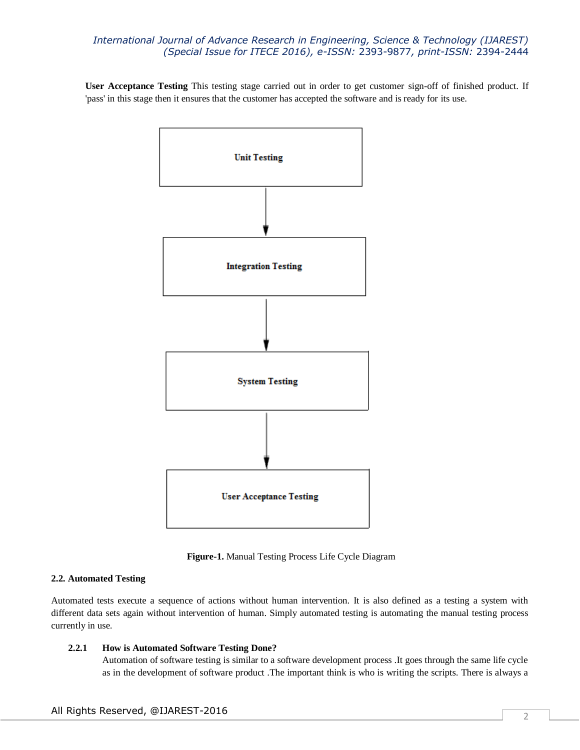**User Acceptance Testing** This testing stage carried out in order to get customer sign-off of finished product. If 'pass' in this stage then it ensures that the customer has accepted the software and is ready for its use.

Unit Testing

Integration Testing

System Testing

User Acceptance Testing

**Figure-1.** Manual Testing Process Life Cycle Diagram

### 2.2. Automated Testing

Automated tests execute a sequence of actions without human intervention. It is also defined as a testing a system with different data sets again without intervention of human. Simply automated testing is automating the manual testing process currently in use.

#### 2.2.1 How is Automated Software Testing Done?

Automation of software testing is similar to a software development process .It goes through the same life cycle as in the development of software product .The important think is who is writing the scripts. There is always a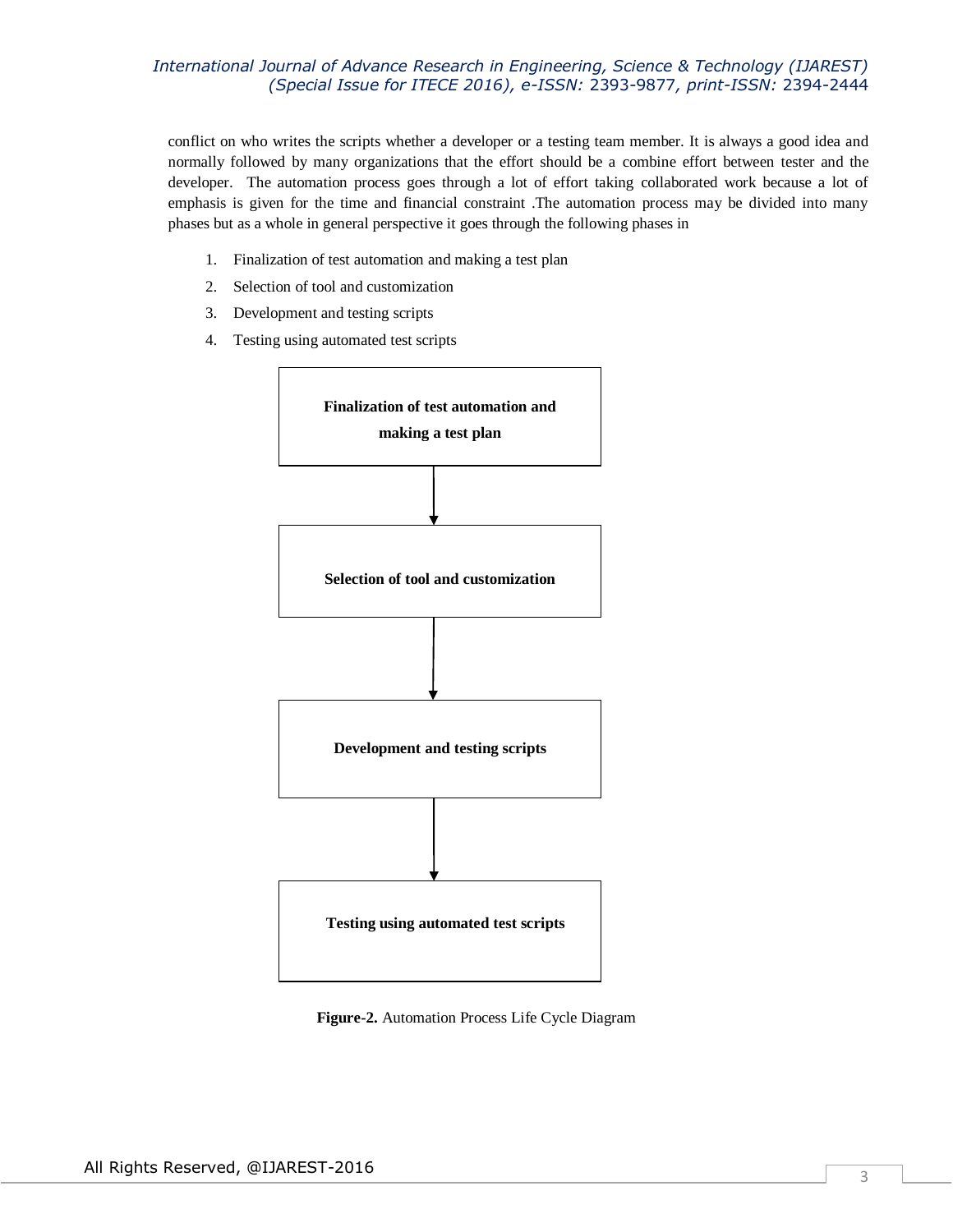conflict on who writes the scripts whether a developer or a testing team member. It is always a good idea and normally followed by many organizations that the effort should be a combine effort between tester and the developer. The automation process goes through a lot of effort taking collaborated work because a lot of emphasis is given for the time and financial constraint .The automation process may be divided into many phases but as a whole in general perspective it goes through the following phases in

1. Finalization of test automation and making a test plan
2. Selection of tool and customization
3. Development and testing scripts
4. Testing using automated test scripts

**Finalization of test automation and making a test plan**

↓

**Selection of tool and customization**

↓

**Development and testing scripts**

↓

**Testing using automated test scripts**

**Figure-2.** Automation Process Life Cycle Diagram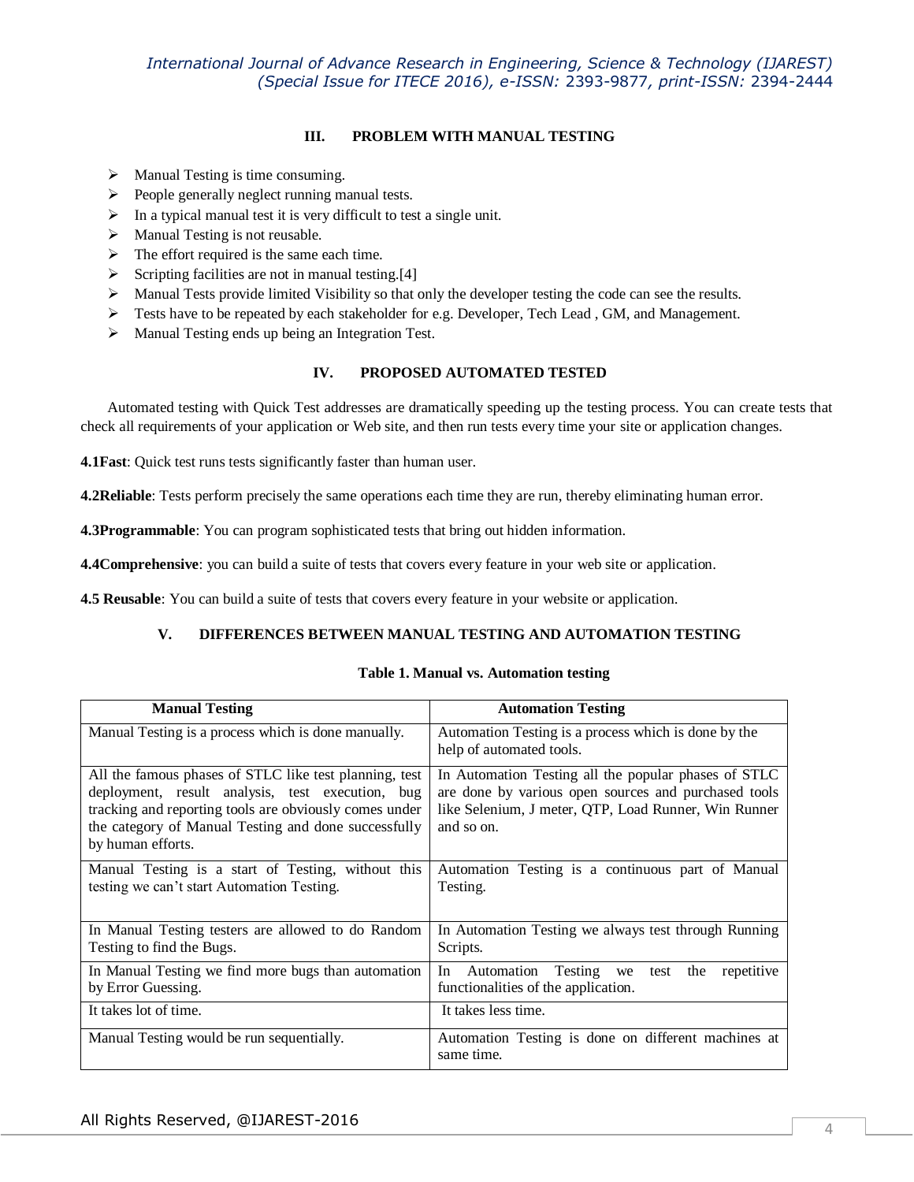## III. PROBLEM WITH MANUAL TESTING

- Manual Testing is time consuming.
- People generally neglect running manual tests.
- In a typical manual test it is very difficult to test a single unit.
- Manual Testing is not reusable.
- The effort required is the same each time.
- Scripting facilities are not in manual testing.[4]
- Manual Tests provide limited Visibility so that only the developer testing the code can see the results.
- Tests have to be repeated by each stakeholder for e.g. Developer, Tech Lead , GM, and Management.
- Manual Testing ends up being an Integration Test.

## IV. PROPOSED AUTOMATED TESTED

Automated testing with Quick Test addresses are dramatically speeding up the testing process. You can create tests that check all requirements of your application or Web site, and then run tests every time your site or application changes.

**4.1Fast**: Quick test runs tests significantly faster than human user.

**4.2Reliable**: Tests perform precisely the same operations each time they are run, thereby eliminating human error.

**4.3Programmable**: You can program sophisticated tests that bring out hidden information.

**4.4Comprehensive**: you can build a suite of tests that covers every feature in your web site or application.

**4.5 Reusable**: You can build a suite of tests that covers every feature in your website or application.

## V. DIFFERENCES BETWEEN MANUAL TESTING AND AUTOMATION TESTING

**Table 1. Manual vs. Automation testing**

| Manual Testing | Automation Testing |
|---|---|
| Manual Testing is a process which is done manually. | Automation Testing is a process which is done by the help of automated tools. |
| All the famous phases of STLC like test planning, test deployment, result analysis, test execution, bug tracking and reporting tools are obviously comes under the category of Manual Testing and done successfully by human efforts. | In Automation Testing all the popular phases of STLC are done by various open sources and purchased tools like Selenium, J meter, QTP, Load Runner, Win Runner and so on. |
| Manual Testing is a start of Testing, without this testing we can't start Automation Testing. | Automation Testing is a continuous part of Manual Testing. |
| In Manual Testing testers are allowed to do Random Testing to find the Bugs. | In Automation Testing we always test through Running Scripts. |
| In Manual Testing we find more bugs than automation by Error Guessing. | In Automation Testing we test the repetitive functionalities of the application. |
| It takes lot of time. | It takes less time. |
| Manual Testing would be run sequentially. | Automation Testing is done on different machines at same time. |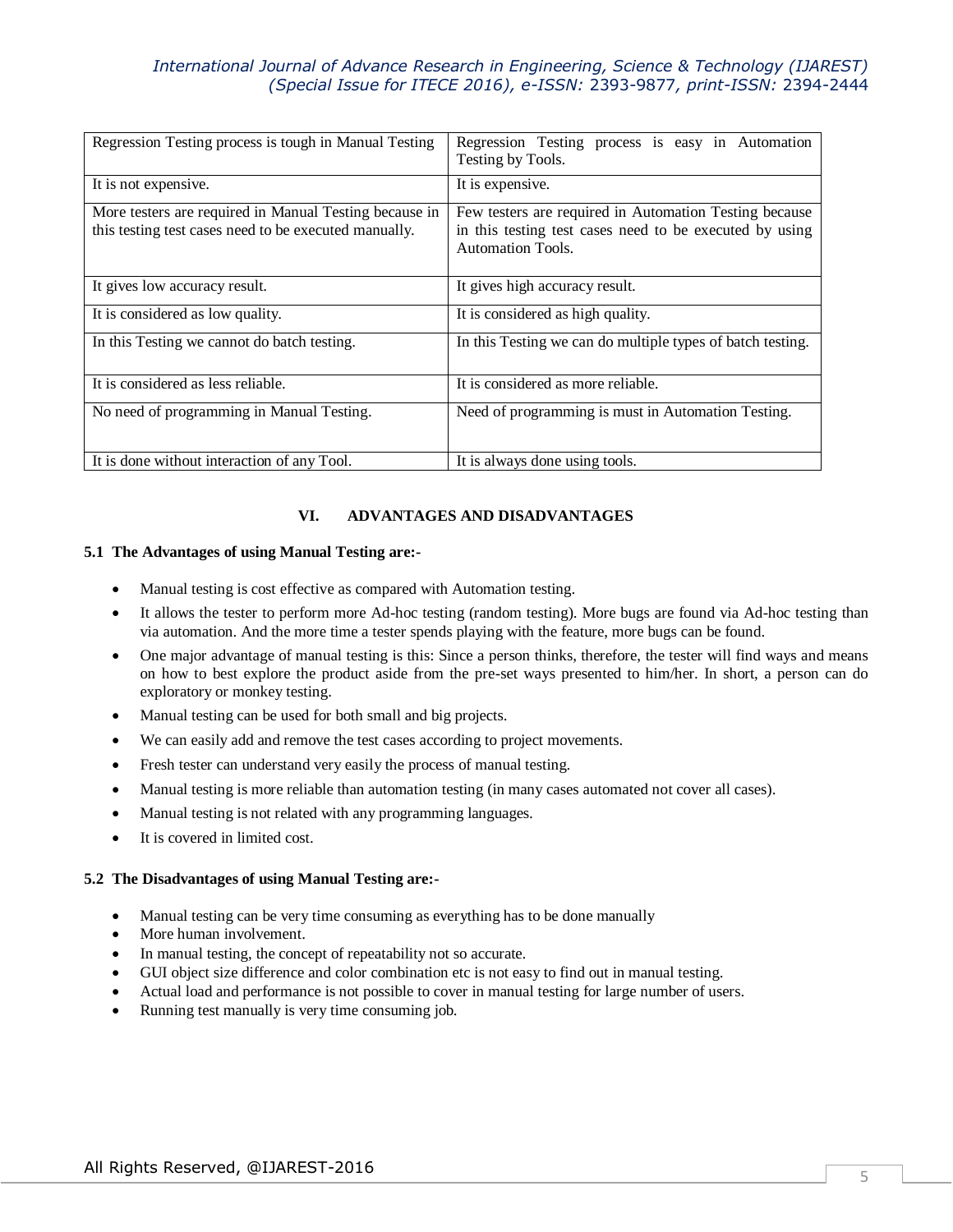| Regression Testing process is tough in Manual Testing | Regression Testing process is easy in Automation Testing by Tools. |
|---|---|
| It is not expensive. | It is expensive. |
| More testers are required in Manual Testing because in this testing test cases need to be executed manually. | Few testers are required in Automation Testing because in this testing test cases need to be executed by using Automation Tools. |
| It gives low accuracy result. | It gives high accuracy result. |
| It is considered as low quality. | It is considered as high quality. |
| In this Testing we cannot do batch testing. | In this Testing we can do multiple types of batch testing. |
| It is considered as less reliable. | It is considered as more reliable. |
| No need of programming in Manual Testing. | Need of programming is must in Automation Testing. |
| It is done without interaction of any Tool. | It is always done using tools. |

## VI. ADVANTAGES AND DISADVANTAGES

### 5.1 The Advantages of using Manual Testing are:-

- Manual testing is cost effective as compared with Automation testing.
- It allows the tester to perform more Ad-hoc testing (random testing). More bugs are found via Ad-hoc testing than via automation. And the more time a tester spends playing with the feature, more bugs can be found.
- One major advantage of manual testing is this: Since a person thinks, therefore, the tester will find ways and means on how to best explore the product aside from the pre-set ways presented to him/her. In short, a person can do exploratory or monkey testing.
- Manual testing can be used for both small and big projects.
- We can easily add and remove the test cases according to project movements.
- Fresh tester can understand very easily the process of manual testing.
- Manual testing is more reliable than automation testing (in many cases automated not cover all cases).
- Manual testing is not related with any programming languages.
- It is covered in limited cost.

### 5.2 The Disadvantages of using Manual Testing are:-

- Manual testing can be very time consuming as everything has to be done manually
- More human involvement.
- In manual testing, the concept of repeatability not so accurate.
- GUI object size difference and color combination etc is not easy to find out in manual testing.
- Actual load and performance is not possible to cover in manual testing for large number of users.
- Running test manually is very time consuming job.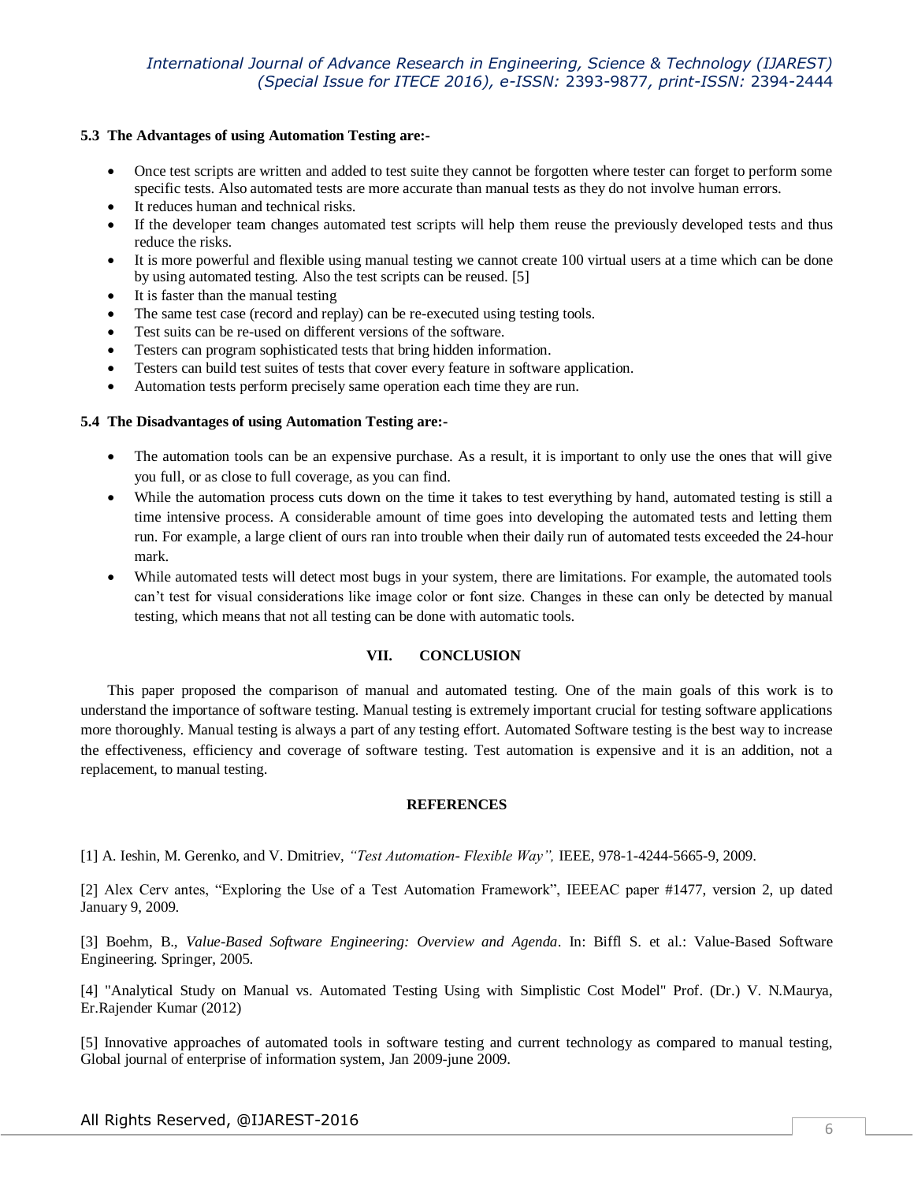### 5.3 The Advantages of using Automation Testing are:-

- Once test scripts are written and added to test suite they cannot be forgotten where tester can forget to perform some specific tests. Also automated tests are more accurate than manual tests as they do not involve human errors.
- It reduces human and technical risks.
- If the developer team changes automated test scripts will help them reuse the previously developed tests and thus reduce the risks.
- It is more powerful and flexible using manual testing we cannot create 100 virtual users at a time which can be done by using automated testing. Also the test scripts can be reused. [5]
- It is faster than the manual testing
- The same test case (record and replay) can be re-executed using testing tools.
- Test suits can be re-used on different versions of the software.
- Testers can program sophisticated tests that bring hidden information.
- Testers can build test suites of tests that cover every feature in software application.
- Automation tests perform precisely same operation each time they are run.

### 5.4 The Disadvantages of using Automation Testing are:-

- The automation tools can be an expensive purchase. As a result, it is important to only use the ones that will give you full, or as close to full coverage, as you can find.
- While the automation process cuts down on the time it takes to test everything by hand, automated testing is still a time intensive process. A considerable amount of time goes into developing the automated tests and letting them run. For example, a large client of ours ran into trouble when their daily run of automated tests exceeded the 24-hour mark.
- While automated tests will detect most bugs in your system, there are limitations. For example, the automated tools can't test for visual considerations like image color or font size. Changes in these can only be detected by manual testing, which means that not all testing can be done with automatic tools.

## VII. CONCLUSION

This paper proposed the comparison of manual and automated testing. One of the main goals of this work is to understand the importance of software testing. Manual testing is extremely important crucial for testing software applications more thoroughly. Manual testing is always a part of any testing effort. Automated Software testing is the best way to increase the effectiveness, efficiency and coverage of software testing. Test automation is expensive and it is an addition, not a replacement, to manual testing.

## REFERENCES

[1] A. Ieshin, M. Gerenko, and V. Dmitriev, *"Test Automation- Flexible Way",* IEEE, 978-1-4244-5665-9, 2009.

[2] Alex Cerv antes, "Exploring the Use of a Test Automation Framework", IEEEAC paper #1477, version 2, up dated January 9, 2009.

[3] Boehm, B., *Value-Based Software Engineering: Overview and Agenda*. In: Biffl S. et al.: Value-Based Software Engineering. Springer, 2005.

[4] "Analytical Study on Manual vs. Automated Testing Using with Simplistic Cost Model" Prof. (Dr.) V. N.Maurya, Er.Rajender Kumar (2012)

[5] Innovative approaches of automated tools in software testing and current technology as compared to manual testing, Global journal of enterprise of information system, Jan 2009-june 2009.